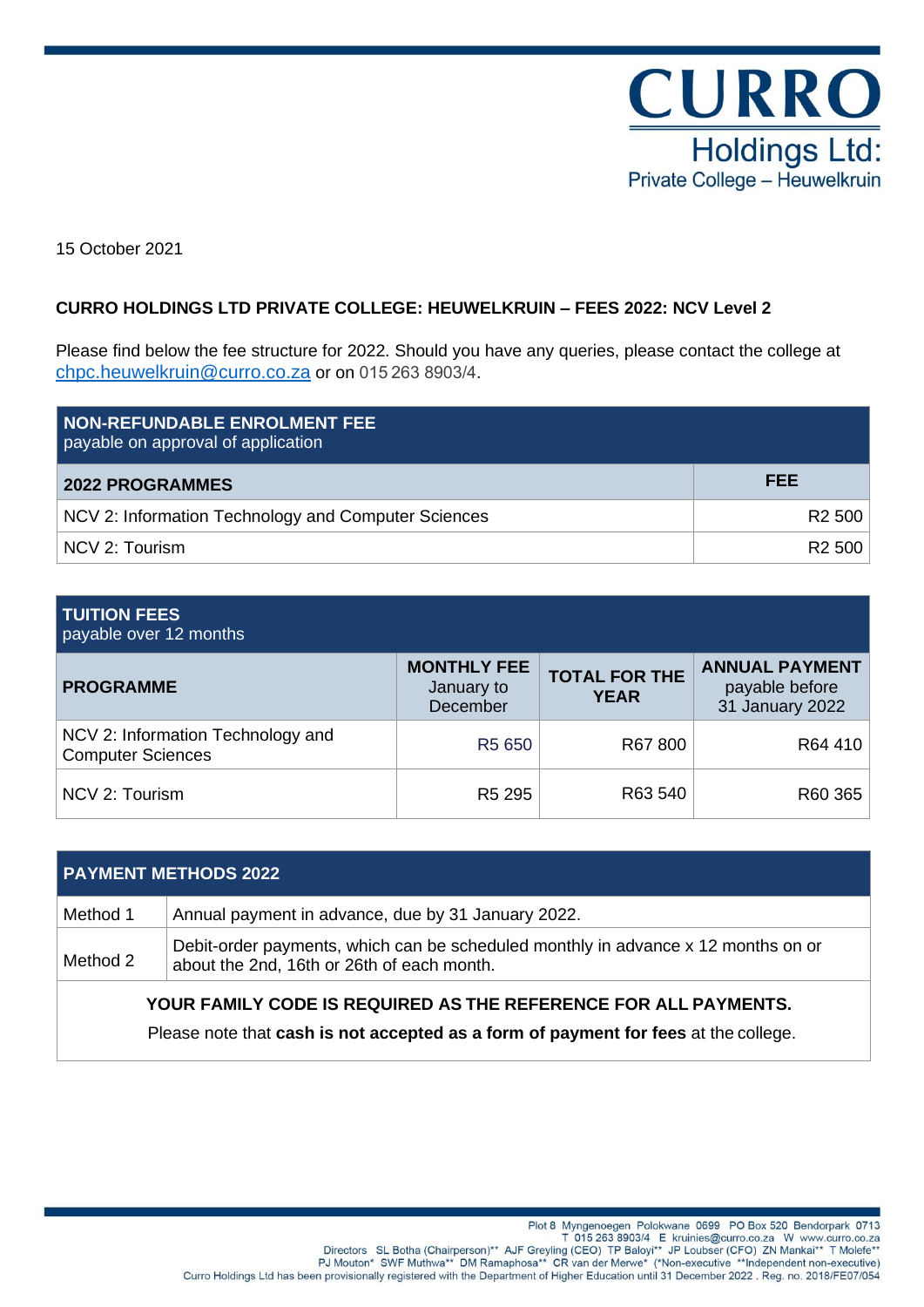**CURRO**
Holdings Ltd:
Private College – Heuwelkruin

15 October 2021

## CURRO HOLDINGS LTD PRIVATE COLLEGE: HEUWELKRUIN – FEES 2022: NCV Level 2

Please find below the fee structure for 2022. Should you have any queries, please contact the college at chpc.heuwelkruin@curro.co.za or on 015 263 8903/4.

| **NON-REFUNDABLE ENROLMENT FEE** payable on approval of application | |
|---|---|
| **2022 PROGRAMMES** | **FEE** |
| NCV 2: Information Technology and Computer Sciences | R2 500 |
| NCV 2: Tourism | R2 500 |

| **TUITION FEES** payable over 12 months | | | |
|---|---|---|---|
| **PROGRAMME** | **MONTHLY FEE** January to December | **TOTAL FOR THE YEAR** | **ANNUAL PAYMENT** payable before 31 January 2022 |
| NCV 2: Information Technology and Computer Sciences | R5 650 | R67 800 | R64 410 |
| NCV 2: Tourism | R5 295 | R63 540 | R60 365 |

| **PAYMENT METHODS 2022** | |
|---|---|
| Method 1 | Annual payment in advance, due by 31 January 2022. |
| Method 2 | Debit-order payments, which can be scheduled monthly in advance x 12 months on or about the 2nd, 16th or 26th of each month. |

**YOUR FAMILY CODE IS REQUIRED AS THE REFERENCE FOR ALL PAYMENTS.**

Please note that **cash is not accepted as a form of payment for fees** at the college.

Plot 8 Myngenoegen Polokwane 0699 PO Box 520 Bendorpark 0713
T 015 263 8903/4 E kruinies@curro.co.za W www.curro.co.za
Directors SL Botha (Chairperson)** AJF Greyling (CEO) TP Baloyi** JP Loubser (CFO) ZN Mankai** T Molefe**
PJ Mouton* SWF Muthwa** DM Ramaphosa** CR van der Merwe* (*Non-executive **Independent non-executive)
Curro Holdings Ltd has been provisionally registered with the Department of Higher Education until 31 December 2022 . Reg. no. 2018/FE07/054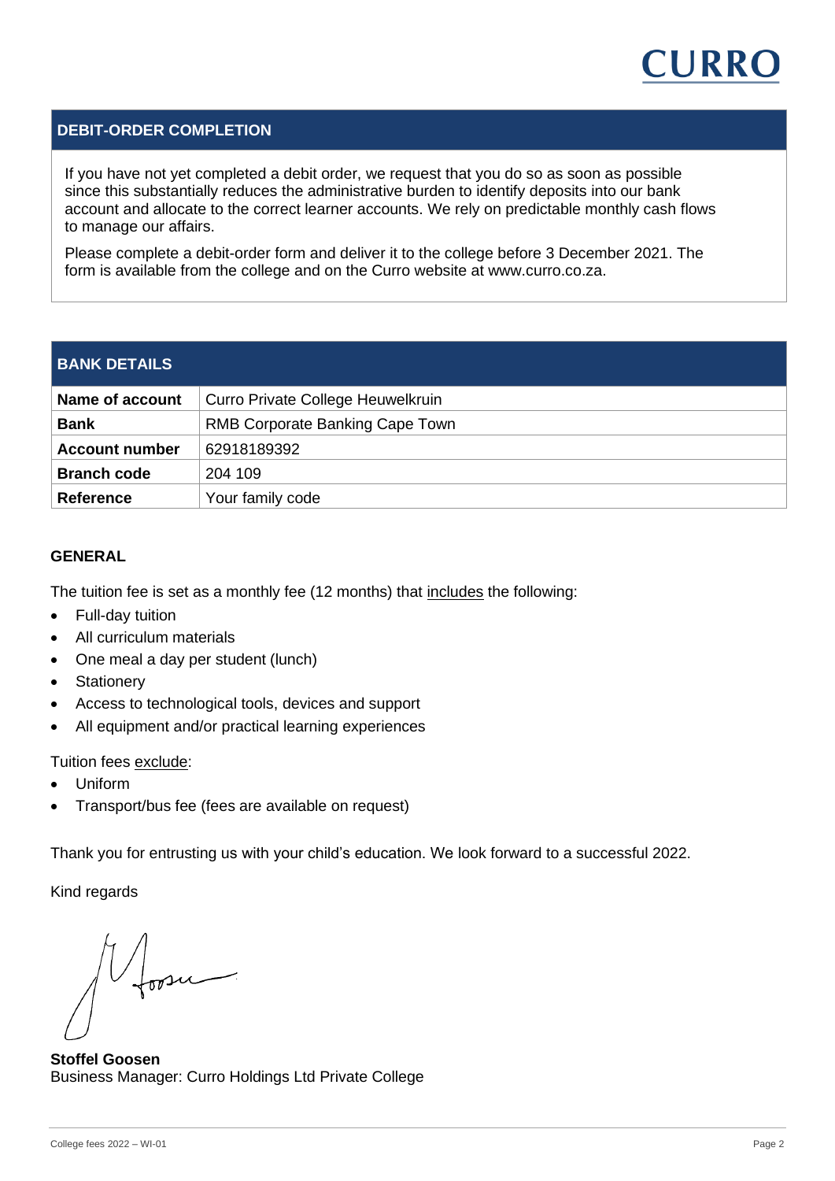## DEBIT-ORDER COMPLETION

If you have not yet completed a debit order, we request that you do so as soon as possible since this substantially reduces the administrative burden to identify deposits into our bank account and allocate to the correct learner accounts. We rely on predictable monthly cash flows to manage our affairs.

Please complete a debit-order form and deliver it to the college before 3 December 2021. The form is available from the college and on the Curro website at www.curro.co.za.

## BANK DETAILS

| | |
|---|---|
| **Name of account** | Curro Private College Heuwelkruin |
| **Bank** | RMB Corporate Banking Cape Town |
| **Account number** | 62918189392 |
| **Branch code** | 204 109 |
| **Reference** | Your family code |

### GENERAL

The tuition fee is set as a monthly fee (12 months) that includes the following:

- Full-day tuition
- All curriculum materials
- One meal a day per student (lunch)
- Stationery
- Access to technological tools, devices and support
- All equipment and/or practical learning experiences

Tuition fees exclude:

- Uniform
- Transport/bus fee (fees are available on request)

Thank you for entrusting us with your child's education. We look forward to a successful 2022.

Kind regards

**Stoffel Goosen**
Business Manager: Curro Holdings Ltd Private College